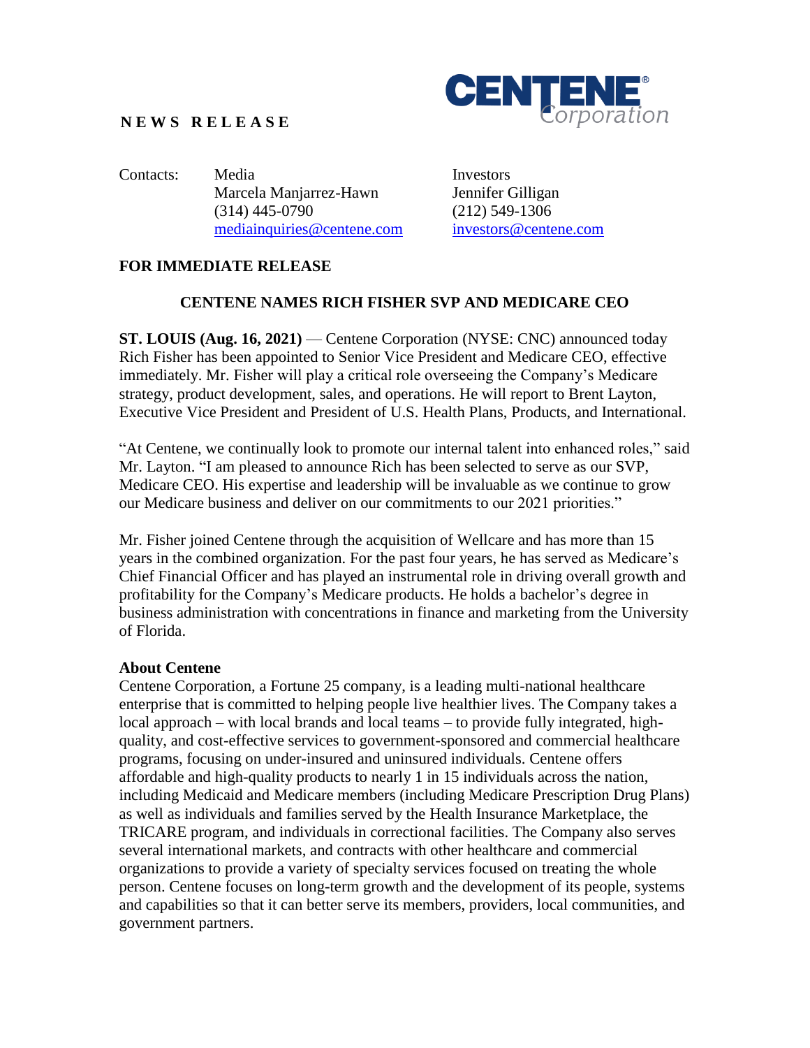**NEWS RELEASE**

Contacts:

| Media | Investors |
|---|---|
| Marcela Manjarrez-Hawn | Jennifer Gilligan |
| (314) 445-0790 | (212) 549-1306 |
| mediainquiries@centene.com | investors@centene.com |

**FOR IMMEDIATE RELEASE**

# CENTENE NAMES RICH FISHER SVP AND MEDICARE CEO

**ST. LOUIS (Aug. 16, 2021)** — Centene Corporation (NYSE: CNC) announced today Rich Fisher has been appointed to Senior Vice President and Medicare CEO, effective immediately. Mr. Fisher will play a critical role overseeing the Company's Medicare strategy, product development, sales, and operations. He will report to Brent Layton, Executive Vice President and President of U.S. Health Plans, Products, and International.

"At Centene, we continually look to promote our internal talent into enhanced roles," said Mr. Layton. "I am pleased to announce Rich has been selected to serve as our SVP, Medicare CEO. His expertise and leadership will be invaluable as we continue to grow our Medicare business and deliver on our commitments to our 2021 priorities."

Mr. Fisher joined Centene through the acquisition of Wellcare and has more than 15 years in the combined organization. For the past four years, he has served as Medicare's Chief Financial Officer and has played an instrumental role in driving overall growth and profitability for the Company's Medicare products. He holds a bachelor's degree in business administration with concentrations in finance and marketing from the University of Florida.

**About Centene**

Centene Corporation, a Fortune 25 company, is a leading multi-national healthcare enterprise that is committed to helping people live healthier lives. The Company takes a local approach – with local brands and local teams – to provide fully integrated, high-quality, and cost-effective services to government-sponsored and commercial healthcare programs, focusing on under-insured and uninsured individuals. Centene offers affordable and high-quality products to nearly 1 in 15 individuals across the nation, including Medicaid and Medicare members (including Medicare Prescription Drug Plans) as well as individuals and families served by the Health Insurance Marketplace, the TRICARE program, and individuals in correctional facilities. The Company also serves several international markets, and contracts with other healthcare and commercial organizations to provide a variety of specialty services focused on treating the whole person. Centene focuses on long-term growth and the development of its people, systems and capabilities so that it can better serve its members, providers, local communities, and government partners.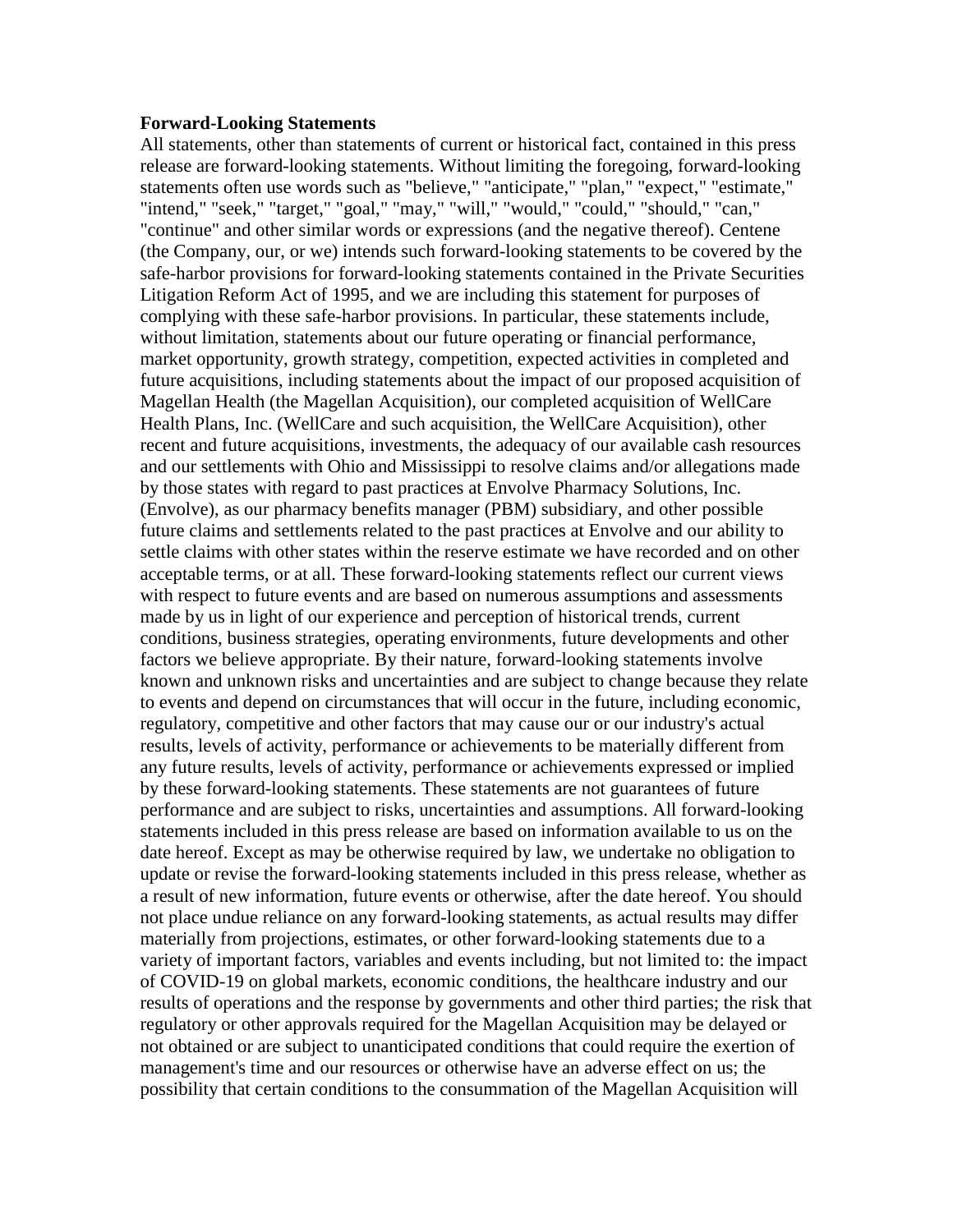**Forward-Looking Statements**

All statements, other than statements of current or historical fact, contained in this press release are forward-looking statements. Without limiting the foregoing, forward-looking statements often use words such as "believe," "anticipate," "plan," "expect," "estimate," "intend," "seek," "target," "goal," "may," "will," "would," "could," "should," "can," "continue" and other similar words or expressions (and the negative thereof). Centene (the Company, our, or we) intends such forward-looking statements to be covered by the safe-harbor provisions for forward-looking statements contained in the Private Securities Litigation Reform Act of 1995, and we are including this statement for purposes of complying with these safe-harbor provisions. In particular, these statements include, without limitation, statements about our future operating or financial performance, market opportunity, growth strategy, competition, expected activities in completed and future acquisitions, including statements about the impact of our proposed acquisition of Magellan Health (the Magellan Acquisition), our completed acquisition of WellCare Health Plans, Inc. (WellCare and such acquisition, the WellCare Acquisition), other recent and future acquisitions, investments, the adequacy of our available cash resources and our settlements with Ohio and Mississippi to resolve claims and/or allegations made by those states with regard to past practices at Envolve Pharmacy Solutions, Inc. (Envolve), as our pharmacy benefits manager (PBM) subsidiary, and other possible future claims and settlements related to the past practices at Envolve and our ability to settle claims with other states within the reserve estimate we have recorded and on other acceptable terms, or at all. These forward-looking statements reflect our current views with respect to future events and are based on numerous assumptions and assessments made by us in light of our experience and perception of historical trends, current conditions, business strategies, operating environments, future developments and other factors we believe appropriate. By their nature, forward-looking statements involve known and unknown risks and uncertainties and are subject to change because they relate to events and depend on circumstances that will occur in the future, including economic, regulatory, competitive and other factors that may cause our or our industry's actual results, levels of activity, performance or achievements to be materially different from any future results, levels of activity, performance or achievements expressed or implied by these forward-looking statements. These statements are not guarantees of future performance and are subject to risks, uncertainties and assumptions. All forward-looking statements included in this press release are based on information available to us on the date hereof. Except as may be otherwise required by law, we undertake no obligation to update or revise the forward-looking statements included in this press release, whether as a result of new information, future events or otherwise, after the date hereof. You should not place undue reliance on any forward-looking statements, as actual results may differ materially from projections, estimates, or other forward-looking statements due to a variety of important factors, variables and events including, but not limited to: the impact of COVID-19 on global markets, economic conditions, the healthcare industry and our results of operations and the response by governments and other third parties; the risk that regulatory or other approvals required for the Magellan Acquisition may be delayed or not obtained or are subject to unanticipated conditions that could require the exertion of management's time and our resources or otherwise have an adverse effect on us; the possibility that certain conditions to the consummation of the Magellan Acquisition will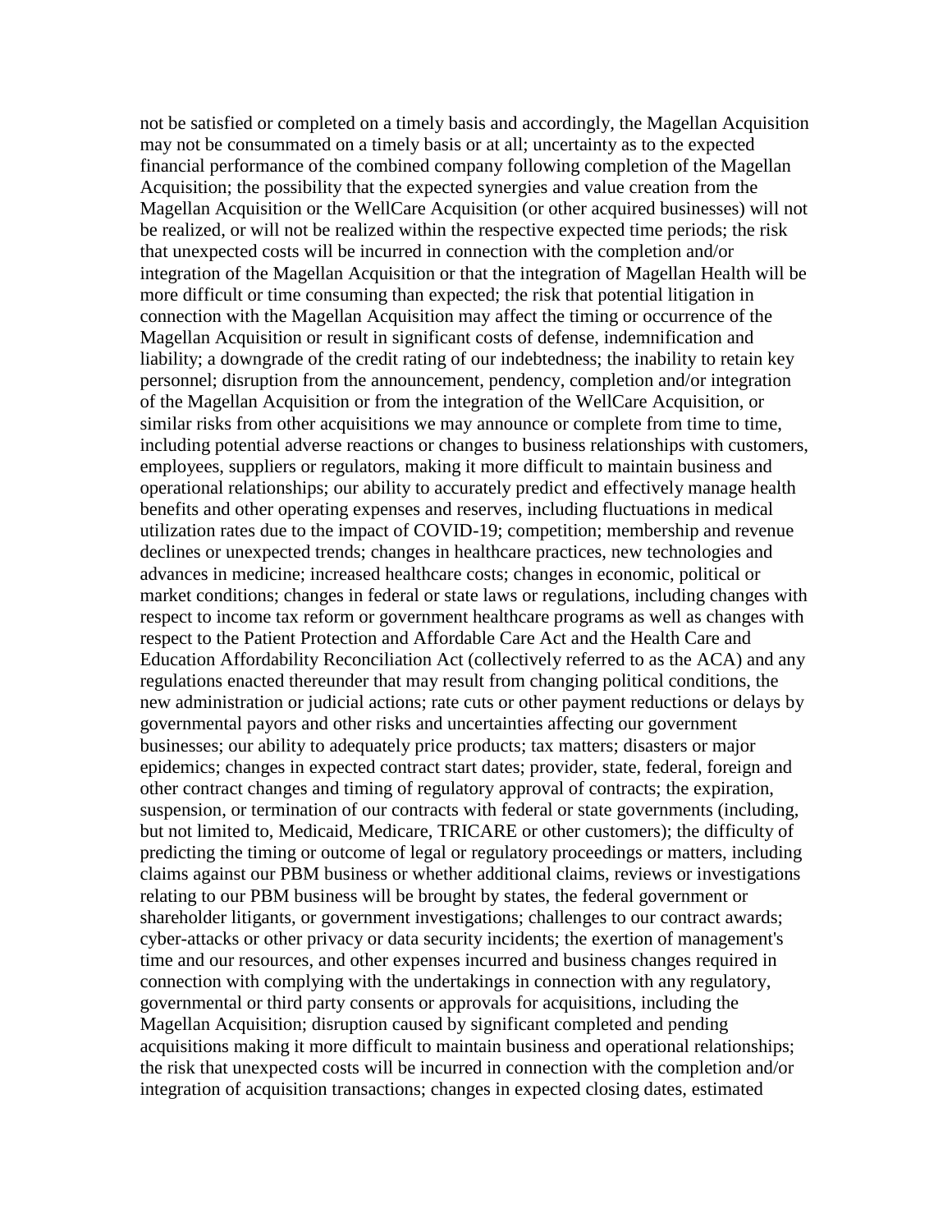not be satisfied or completed on a timely basis and accordingly, the Magellan Acquisition may not be consummated on a timely basis or at all; uncertainty as to the expected financial performance of the combined company following completion of the Magellan Acquisition; the possibility that the expected synergies and value creation from the Magellan Acquisition or the WellCare Acquisition (or other acquired businesses) will not be realized, or will not be realized within the respective expected time periods; the risk that unexpected costs will be incurred in connection with the completion and/or integration of the Magellan Acquisition or that the integration of Magellan Health will be more difficult or time consuming than expected; the risk that potential litigation in connection with the Magellan Acquisition may affect the timing or occurrence of the Magellan Acquisition or result in significant costs of defense, indemnification and liability; a downgrade of the credit rating of our indebtedness; the inability to retain key personnel; disruption from the announcement, pendency, completion and/or integration of the Magellan Acquisition or from the integration of the WellCare Acquisition, or similar risks from other acquisitions we may announce or complete from time to time, including potential adverse reactions or changes to business relationships with customers, employees, suppliers or regulators, making it more difficult to maintain business and operational relationships; our ability to accurately predict and effectively manage health benefits and other operating expenses and reserves, including fluctuations in medical utilization rates due to the impact of COVID-19; competition; membership and revenue declines or unexpected trends; changes in healthcare practices, new technologies and advances in medicine; increased healthcare costs; changes in economic, political or market conditions; changes in federal or state laws or regulations, including changes with respect to income tax reform or government healthcare programs as well as changes with respect to the Patient Protection and Affordable Care Act and the Health Care and Education Affordability Reconciliation Act (collectively referred to as the ACA) and any regulations enacted thereunder that may result from changing political conditions, the new administration or judicial actions; rate cuts or other payment reductions or delays by governmental payors and other risks and uncertainties affecting our government businesses; our ability to adequately price products; tax matters; disasters or major epidemics; changes in expected contract start dates; provider, state, federal, foreign and other contract changes and timing of regulatory approval of contracts; the expiration, suspension, or termination of our contracts with federal or state governments (including, but not limited to, Medicaid, Medicare, TRICARE or other customers); the difficulty of predicting the timing or outcome of legal or regulatory proceedings or matters, including claims against our PBM business or whether additional claims, reviews or investigations relating to our PBM business will be brought by states, the federal government or shareholder litigants, or government investigations; challenges to our contract awards; cyber-attacks or other privacy or data security incidents; the exertion of management's time and our resources, and other expenses incurred and business changes required in connection with complying with the undertakings in connection with any regulatory, governmental or third party consents or approvals for acquisitions, including the Magellan Acquisition; disruption caused by significant completed and pending acquisitions making it more difficult to maintain business and operational relationships; the risk that unexpected costs will be incurred in connection with the completion and/or integration of acquisition transactions; changes in expected closing dates, estimated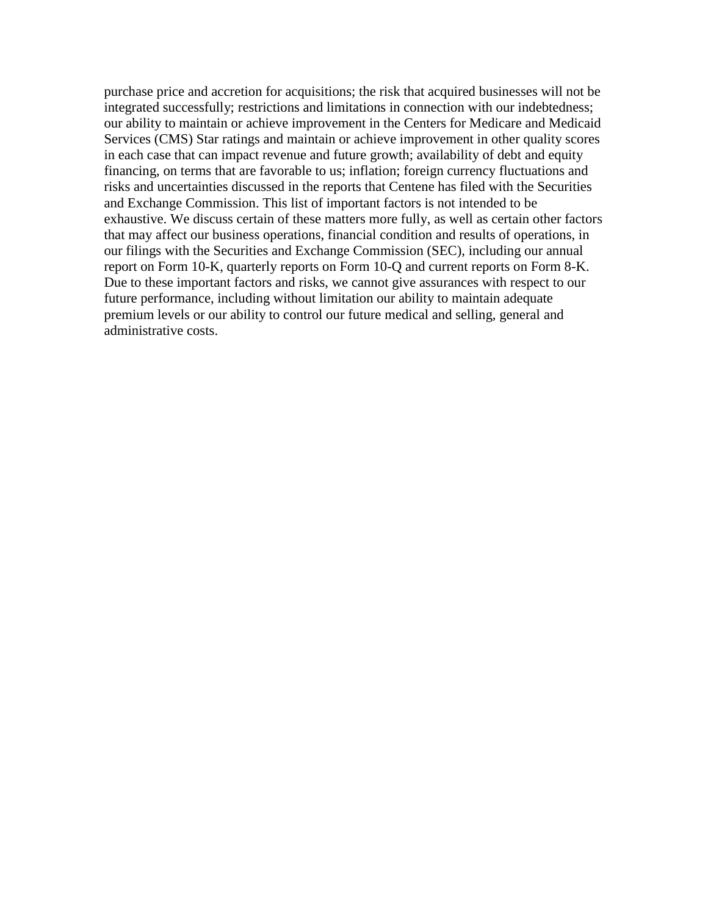purchase price and accretion for acquisitions; the risk that acquired businesses will not be integrated successfully; restrictions and limitations in connection with our indebtedness; our ability to maintain or achieve improvement in the Centers for Medicare and Medicaid Services (CMS) Star ratings and maintain or achieve improvement in other quality scores in each case that can impact revenue and future growth; availability of debt and equity financing, on terms that are favorable to us; inflation; foreign currency fluctuations and risks and uncertainties discussed in the reports that Centene has filed with the Securities and Exchange Commission. This list of important factors is not intended to be exhaustive. We discuss certain of these matters more fully, as well as certain other factors that may affect our business operations, financial condition and results of operations, in our filings with the Securities and Exchange Commission (SEC), including our annual report on Form 10-K, quarterly reports on Form 10-Q and current reports on Form 8-K. Due to these important factors and risks, we cannot give assurances with respect to our future performance, including without limitation our ability to maintain adequate premium levels or our ability to control our future medical and selling, general and administrative costs.